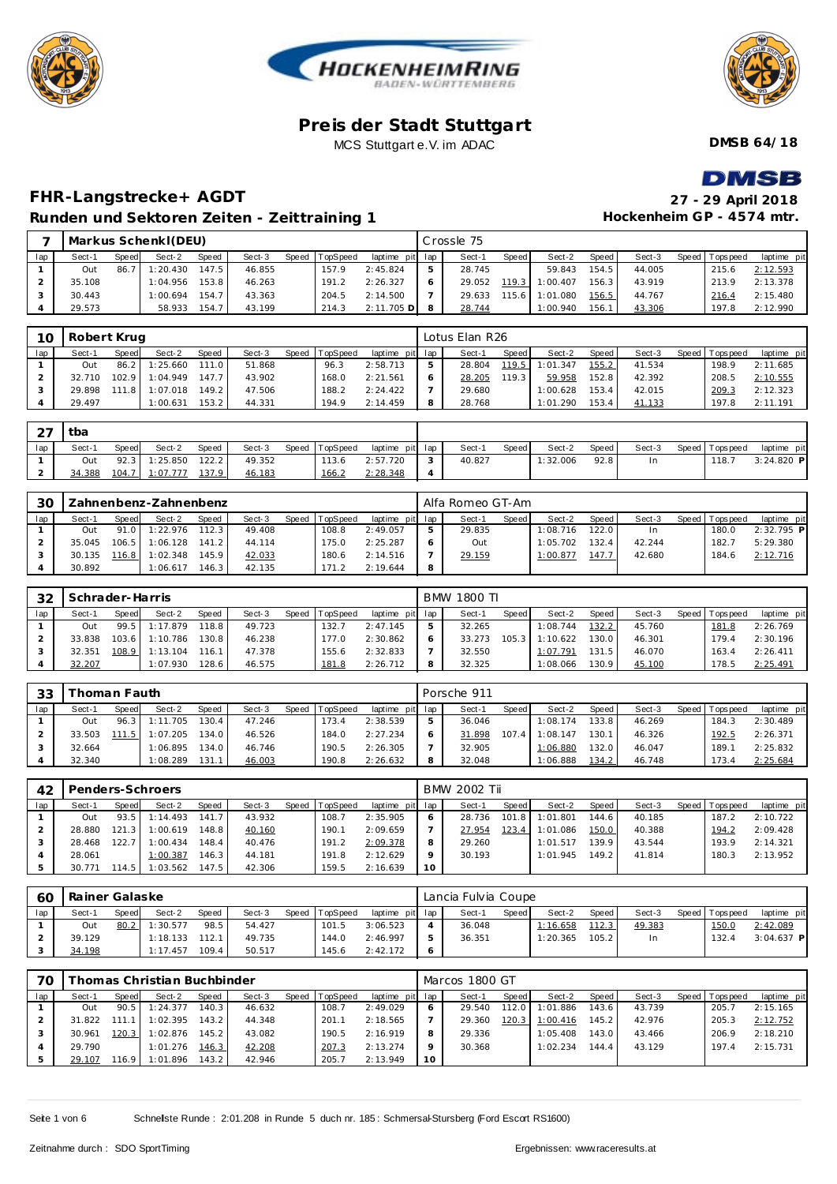# Preis der Stadt Stuttgart

MCS Stuttgart e.V. im ADAC

**DMSB 64/18**

## FHR-Langstrecke+ AGDT

**27 - 29 April 2018**

### Runden und Sektoren Zeiten - Zeittraining 1

**Hockenheim GP - 4574 mtr.**

| 7 | Markus Schenkl(DEU) | | | | | | | | Crossle 75 | | | | | | | | |
|---|---|---|---|---|---|---|---|---|---|---|---|---|---|---|---|---|---|
| lap | Sect-1 | Speed | Sect-2 | Speed | Sect-3 | Speed | TopSpeed | laptime pit | lap | Sect-1 | Speed | Sect-2 | Speed | Sect-3 | Speed | Topspeed | laptime pit |
| 1 | Out | 86.7 | 1:20.430 | 147.5 | 46.855 | | 157.9 | 2:45.824 | 5 | 28.745 | | 59.843 | 154.5 | 44.005 | | 215.6 | 2:12.593 |
| 2 | 35.108 | | 1:04.956 | 153.8 | 46.263 | | 191.2 | 2:26.327 | 6 | 29.052 | 119.3 | 1:00.407 | 156.3 | 43.919 | | 213.9 | 2:13.378 |
| 3 | 30.443 | | 1:00.694 | 154.7 | 43.363 | | 204.5 | 2:14.500 | 7 | 29.633 | 115.6 | 1:01.080 | 156.5 | 44.767 | | 216.4 | 2:15.480 |
| 4 | 29.573 | | 58.933 | 154.7 | 43.199 | | 214.3 | 2:11.705 D | 8 | 28.744 | | 1:00.940 | 156.1 | 43.306 | | 197.8 | 2:12.990 |

| 10 | Robert Krug | | | | | | | | Lotus Elan R26 | | | | | | | | |
|---|---|---|---|---|---|---|---|---|---|---|---|---|---|---|---|---|---|
| lap | Sect-1 | Speed | Sect-2 | Speed | Sect-3 | Speed | TopSpeed | laptime pit | lap | Sect-1 | Speed | Sect-2 | Speed | Sect-3 | Speed | Topspeed | laptime pit |
| 1 | Out | 86.2 | 1:25.660 | 111.0 | 51.868 | | 96.3 | 2:58.713 | 5 | 28.804 | 119.5 | 1:01.347 | 155.2 | 41.534 | | 198.9 | 2:11.685 |
| 2 | 32.710 | 102.9 | 1:04.949 | 147.7 | 43.902 | | 168.0 | 2:21.561 | 6 | 28.205 | 119.3 | 59.958 | 152.8 | 42.392 | | 208.5 | 2:10.555 |
| 3 | 29.898 | 111.8 | 1:07.018 | 149.2 | 47.506 | | 188.2 | 2:24.422 | 7 | 29.680 | | 1:00.628 | 153.4 | 42.015 | | 209.3 | 2:12.323 |
| 4 | 29.497 | | 1:00.631 | 153.2 | 44.331 | | 194.9 | 2:14.459 | 8 | 28.768 | | 1:01.290 | 153.4 | 41.133 | | 197.8 | 2:11.191 |

| 27 | tba | | | | | | | | | | | | | | | | |
|---|---|---|---|---|---|---|---|---|---|---|---|---|---|---|---|---|---|
| lap | Sect-1 | Speed | Sect-2 | Speed | Sect-3 | Speed | TopSpeed | laptime pit | lap | Sect-1 | Speed | Sect-2 | Speed | Sect-3 | Speed | Topspeed | laptime pit |
| 1 | Out | 92.3 | 1:25.850 | 122.2 | 49.352 | | 113.6 | 2:57.720 | 3 | 40.827 | | 1:32.006 | 92.8 | In | | 118.7 | 3:24.820 P |
| 2 | 34.388 | 104.7 | 1:07.777 | 137.9 | 46.183 | | 166.2 | 2:28.348 | 4 | | | | | | | | |

| 30 | Zahnenbenz-Zahnenbenz | | | | | | | | Alfa Romeo GT-Am | | | | | | | | |
|---|---|---|---|---|---|---|---|---|---|---|---|---|---|---|---|---|---|
| lap | Sect-1 | Speed | Sect-2 | Speed | Sect-3 | Speed | TopSpeed | laptime pit | lap | Sect-1 | Speed | Sect-2 | Speed | Sect-3 | Speed | Topspeed | laptime pit |
| 1 | Out | 91.0 | 1:22.976 | 112.3 | 49.408 | | 108.8 | 2:49.057 | 5 | 29.835 | | 1:08.716 | 122.0 | In | | 180.0 | 2:32.795 P |
| 2 | 35.045 | 106.5 | 1:06.128 | 141.2 | 44.114 | | 175.0 | 2:25.287 | 6 | Out | | 1:05.702 | 132.4 | 42.244 | | 182.7 | 5:29.380 |
| 3 | 30.135 | 116.8 | 1:02.348 | 145.9 | 42.033 | | 180.6 | 2:14.516 | 7 | 29.159 | | 1:00.877 | 147.7 | 42.680 | | 184.6 | 2:12.716 |
| 4 | 30.892 | | 1:06.617 | 146.3 | 42.135 | | 171.2 | 2:19.644 | 8 | | | | | | | | |

| 32 | Schrader-Harris | | | | | | | | BMW 1800 TI | | | | | | | | |
|---|---|---|---|---|---|---|---|---|---|---|---|---|---|---|---|---|---|
| lap | Sect-1 | Speed | Sect-2 | Speed | Sect-3 | Speed | TopSpeed | laptime pit | lap | Sect-1 | Speed | Sect-2 | Speed | Sect-3 | Speed | Topspeed | laptime pit |
| 1 | Out | 99.5 | 1:17.879 | 118.8 | 49.723 | | 132.7 | 2:47.145 | 5 | 32.265 | | 1:08.744 | 132.2 | 45.760 | | 181.8 | 2:26.769 |
| 2 | 33.838 | 103.6 | 1:10.786 | 130.8 | 46.238 | | 177.0 | 2:30.862 | 6 | 33.273 | 105.3 | 1:10.622 | 130.0 | 46.301 | | 179.4 | 2:30.196 |
| 3 | 32.351 | 108.9 | 1:13.104 | 116.1 | 47.378 | | 155.6 | 2:32.833 | 7 | 32.550 | | 1:07.791 | 131.5 | 46.070 | | 163.4 | 2:26.411 |
| 4 | 32.207 | | 1:07.930 | 128.6 | 46.575 | | 181.8 | 2:26.712 | 8 | 32.325 | | 1:08.066 | 130.9 | 45.100 | | 178.5 | 2:25.491 |

| 33 | Thoman Fauth | | | | | | | | Porsche 911 | | | | | | | | |
|---|---|---|---|---|---|---|---|---|---|---|---|---|---|---|---|---|---|
| lap | Sect-1 | Speed | Sect-2 | Speed | Sect-3 | Speed | TopSpeed | laptime pit | lap | Sect-1 | Speed | Sect-2 | Speed | Sect-3 | Speed | Topspeed | laptime pit |
| 1 | Out | 96.3 | 1:11.705 | 130.4 | 47.246 | | 173.4 | 2:38.539 | 5 | 36.046 | | 1:08.174 | 133.8 | 46.269 | | 184.3 | 2:30.489 |
| 2 | 33.503 | 111.5 | 1:07.205 | 134.0 | 46.526 | | 184.0 | 2:27.234 | 6 | 31.898 | 107.4 | 1:08.147 | 130.1 | 46.326 | | 192.5 | 2:26.371 |
| 3 | 32.664 | | 1:06.895 | 134.0 | 46.746 | | 190.5 | 2:26.305 | 7 | 32.905 | | 1:06.880 | 132.0 | 46.047 | | 189.1 | 2:25.832 |
| 4 | 32.340 | | 1:08.289 | 131.1 | 46.003 | | 190.8 | 2:26.632 | 8 | 32.048 | | 1:06.888 | 134.2 | 46.748 | | 173.4 | 2:25.684 |

| 42 | Penders-Schroers | | | | | | | | BMW 2002 Tii | | | | | | | | |
|---|---|---|---|---|---|---|---|---|---|---|---|---|---|---|---|---|---|
| lap | Sect-1 | Speed | Sect-2 | Speed | Sect-3 | Speed | TopSpeed | laptime pit | lap | Sect-1 | Speed | Sect-2 | Speed | Sect-3 | Speed | Topspeed | laptime pit |
| 1 | Out | 93.5 | 1:14.493 | 141.7 | 43.932 | | 108.7 | 2:35.905 | 6 | 28.736 | 101.8 | 1:01.801 | 144.6 | 40.185 | | 187.2 | 2:10.722 |
| 2 | 28.880 | 121.3 | 1:00.619 | 148.8 | 40.160 | | 190.1 | 2:09.659 | 7 | 27.954 | 123.4 | 1:01.086 | 150.0 | 40.388 | | 194.2 | 2:09.428 |
| 3 | 28.468 | 122.7 | 1:00.434 | 148.4 | 40.476 | | 191.2 | 2:09.378 | 8 | 29.260 | | 1:01.517 | 139.9 | 43.544 | | 193.9 | 2:14.321 |
| 4 | 28.061 | | 1:00.387 | 146.3 | 44.181 | | 191.8 | 2:12.629 | 9 | 30.193 | | 1:01.945 | 149.2 | 41.814 | | 180.3 | 2:13.952 |
| 5 | 30.771 | 114.5 | 1:03.562 | 147.5 | 42.306 | | 159.5 | 2:16.639 | 10 | | | | | | | | |

| 60 | Rainer Galaske | | | | | | | | Lancia Fulvia Coupe | | | | | | | | |
|---|---|---|---|---|---|---|---|---|---|---|---|---|---|---|---|---|---|
| lap | Sect-1 | Speed | Sect-2 | Speed | Sect-3 | Speed | TopSpeed | laptime pit | lap | Sect-1 | Speed | Sect-2 | Speed | Sect-3 | Speed | Topspeed | laptime pit |
| 1 | Out | 80.2 | 1:30.577 | 98.5 | 54.427 | | 101.5 | 3:06.523 | 4 | 36.048 | | 1:16.658 | 112.3 | 49.383 | | 150.0 | 2:42.089 |
| 2 | 39.129 | | 1:18.133 | 112.1 | 49.735 | | 144.0 | 2:46.997 | 5 | 36.351 | | 1:20.365 | 105.2 | In | | 132.4 | 3:04.637 P |
| 3 | 34.198 | | 1:17.457 | 109.4 | 50.517 | | 145.6 | 2:42.172 | 6 | | | | | | | | |

| 70 | Thomas Christian Buchbinder | | | | | | | | Marcos 1800 GT | | | | | | | | |
|---|---|---|---|---|---|---|---|---|---|---|---|---|---|---|---|---|---|
| lap | Sect-1 | Speed | Sect-2 | Speed | Sect-3 | Speed | TopSpeed | laptime pit | lap | Sect-1 | Speed | Sect-2 | Speed | Sect-3 | Speed | Topspeed | laptime pit |
| 1 | Out | 90.5 | 1:24.377 | 140.3 | 46.632 | | 108.7 | 2:49.029 | 6 | 29.540 | 112.0 | 1:01.886 | 143.6 | 43.739 | | 205.7 | 2:15.165 |
| 2 | 31.822 | 111.1 | 1:02.395 | 143.2 | 44.348 | | 201.1 | 2:18.565 | 7 | 29.360 | 120.3 | 1:00.416 | 145.2 | 42.976 | | 205.3 | 2:12.752 |
| 3 | 30.961 | 120.3 | 1:02.876 | 145.2 | 43.082 | | 190.5 | 2:16.919 | 8 | 29.336 | | 1:05.408 | 143.0 | 43.466 | | 206.9 | 2:18.210 |
| 4 | 29.790 | | 1:01.276 | 146.3 | 42.208 | | 207.3 | 2:13.274 | 9 | 30.368 | | 1:02.234 | 144.4 | 43.129 | | 197.4 | 2:15.731 |
| 5 | 29.107 | 116.9 | 1:01.896 | 143.2 | 42.946 | | 205.7 | 2:13.949 | 10 | | | | | | | | |

Schnellste Runde : 2:01.208 in Runde 5 duch nr. 185 : Schmersal-Stursberg (Ford Escort RS1600)

Zeitnahme durch : SDO SportTiming

Ergebnissen: www.raceresults.at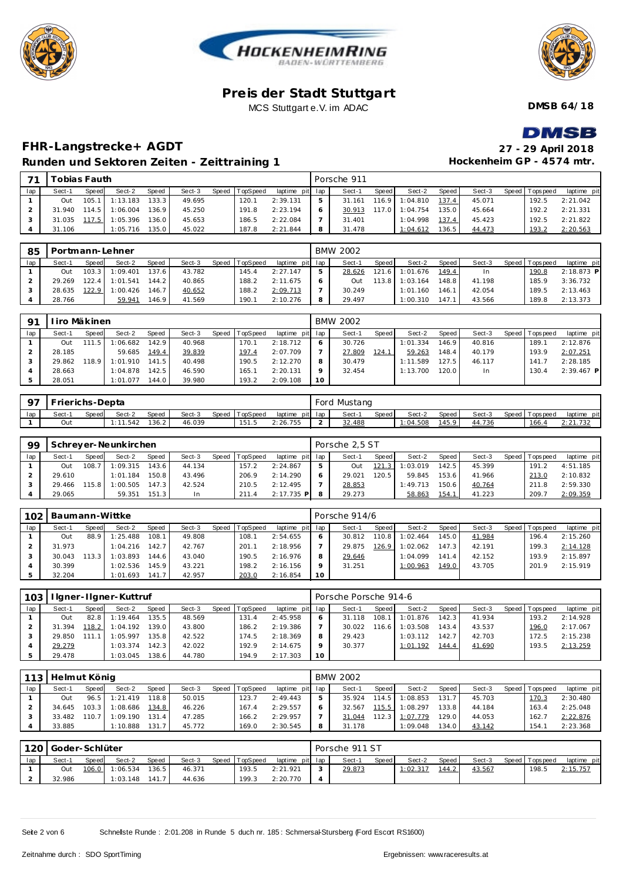# Preis der Stadt Stuttgart

MCS Stuttgart e.V. im ADAC

**DMSB 64/18**

## FHR-Langstrecke+ AGDT

**27 - 29 April 2018**

### Runden und Sektoren Zeiten - Zeittraining 1

**Hockenheim GP - 4574 mtr.**

| 71 | Tobias Fauth | | | | | | | | Porsche 911 | | | | | | | | |
|---|---|---|---|---|---|---|---|---|---|---|---|---|---|---|---|---|---|
| lap | Sect-1 | Speed | Sect-2 | Speed | Sect-3 | Speed | TopSpeed | laptime pit | lap | Sect-1 | Speed | Sect-2 | Speed | Sect-3 | Speed | Topspeed | laptime pit |
| 1 | Out | 105.1 | 1:13.183 | 133.3 | 49.695 | | 120.1 | 2:39.131 | 5 | 31.161 | 116.9 | 1:04.810 | 137.4 | 45.071 | | 192.5 | 2:21.042 |
| 2 | 31.940 | 114.5 | 1:06.004 | 136.9 | 45.250 | | 191.8 | 2:23.194 | 6 | 30.913 | 117.0 | 1:04.754 | 135.0 | 45.664 | | 192.2 | 2:21.331 |
| 3 | 31.035 | 117.5 | 1:05.396 | 136.0 | 45.653 | | 186.5 | 2:22.084 | 7 | 31.401 | | 1:04.998 | 137.4 | 45.423 | | 192.5 | 2:21.822 |
| 4 | 31.106 | | 1:05.716 | 135.0 | 45.022 | | 187.8 | 2:21.844 | 8 | 31.478 | | 1:04.612 | 136.5 | 44.473 | | 193.2 | 2:20.563 |

| 85 | Portmann-Lehner | | | | | | | | BMW 2002 | | | | | | | | |
|---|---|---|---|---|---|---|---|---|---|---|---|---|---|---|---|---|---|
| lap | Sect-1 | Speed | Sect-2 | Speed | Sect-3 | Speed | TopSpeed | laptime pit | lap | Sect-1 | Speed | Sect-2 | Speed | Sect-3 | Speed | Topspeed | laptime pit |
| 1 | Out | 103.3 | 1:09.401 | 137.6 | 43.782 | | 145.4 | 2:27.147 | 5 | 28.626 | 121.6 | 1:01.676 | 149.4 | In | | 190.8 | 2:18.873 P |
| 2 | 29.269 | 122.4 | 1:01.541 | 144.2 | 40.865 | | 188.2 | 2:11.675 | 6 | Out | 113.8 | 1:03.164 | 148.8 | 41.198 | | 185.9 | 3:36.732 |
| 3 | 28.635 | 122.9 | 1:00.426 | 146.7 | 40.652 | | 188.2 | 2:09.713 | 7 | 30.249 | | 1:01.160 | 146.1 | 42.054 | | 189.5 | 2:13.463 |
| 4 | 28.766 | | 59.941 | 146.9 | 41.569 | | 190.1 | 2:10.276 | 8 | 29.497 | | 1:00.310 | 147.1 | 43.566 | | 189.8 | 2:13.373 |

| 91 | Iiro Mäkinen | | | | | | | | BMW 2002 | | | | | | | | |
|---|---|---|---|---|---|---|---|---|---|---|---|---|---|---|---|---|---|
| lap | Sect-1 | Speed | Sect-2 | Speed | Sect-3 | Speed | TopSpeed | laptime pit | lap | Sect-1 | Speed | Sect-2 | Speed | Sect-3 | Speed | Topspeed | laptime pit |
| 1 | Out | 111.5 | 1:06.682 | 142.9 | 40.968 | | 170.1 | 2:18.712 | 6 | 30.726 | | 1:01.334 | 146.9 | 40.816 | | 189.1 | 2:12.876 |
| 2 | 28.185 | | 59.685 | 149.4 | 39.839 | | 197.4 | 2:07.709 | 7 | 27.809 | 124.1 | 59.263 | 148.4 | 40.179 | | 193.9 | 2:07.251 |
| 3 | 29.862 | 118.9 | 1:01.910 | 141.5 | 40.498 | | 190.5 | 2:12.270 | 8 | 30.479 | | 1:11.589 | 127.5 | 46.117 | | 141.7 | 2:28.185 |
| 4 | 28.663 | | 1:04.878 | 142.5 | 46.590 | | 165.1 | 2:20.131 | 9 | 32.454 | | 1:13.700 | 120.0 | In | | 130.4 | 2:39.467 P |
| 5 | 28.051 | | 1:01.077 | 144.0 | 39.980 | | 193.2 | 2:09.108 | 10 | | | | | | | | |

| 97 | Frierichs-Depta | | | | | | | | Ford Mustang | | | | | | | | |
|---|---|---|---|---|---|---|---|---|---|---|---|---|---|---|---|---|---|
| lap | Sect-1 | Speed | Sect-2 | Speed | Sect-3 | Speed | TopSpeed | laptime pit | lap | Sect-1 | Speed | Sect-2 | Speed | Sect-3 | Speed | Topspeed | laptime pit |
| 1 | Out | | 1:11.542 | 136.2 | 46.039 | | 151.5 | 2:26.755 | 2 | 32.488 | | 1:04.508 | 145.9 | 44.736 | | 166.4 | 2:21.732 |

| 99 | Schreyer-Neunkirchen | | | | | | | | Porsche 2,5 ST | | | | | | | | |
|---|---|---|---|---|---|---|---|---|---|---|---|---|---|---|---|---|---|
| lap | Sect-1 | Speed | Sect-2 | Speed | Sect-3 | Speed | TopSpeed | laptime pit | lap | Sect-1 | Speed | Sect-2 | Speed | Sect-3 | Speed | Topspeed | laptime pit |
| 1 | Out | 108.7 | 1:09.315 | 143.6 | 44.134 | | 157.2 | 2:24.867 | 5 | Out | 121.3 | 1:03.019 | 142.5 | 45.399 | | 191.2 | 4:51.185 |
| 2 | 29.610 | | 1:01.184 | 150.8 | 43.496 | | 206.9 | 2:14.290 | 6 | 29.021 | 120.5 | 59.845 | 153.6 | 41.966 | | 213.0 | 2:10.832 |
| 3 | 29.466 | 115.8 | 1:00.505 | 147.3 | 42.524 | | 210.5 | 2:12.495 | 7 | 28.853 | | 1:49.713 | 150.6 | 40.764 | | 211.8 | 2:59.330 |
| 4 | 29.065 | | 59.351 | 151.3 | In | | 211.4 | 2:17.735 P | 8 | 29.273 | | 58.863 | 154.1 | 41.223 | | 209.7 | 2:09.359 |

| 102 | Baumann-Wittke | | | | | | | | Porsche 914/6 | | | | | | | | |
|---|---|---|---|---|---|---|---|---|---|---|---|---|---|---|---|---|---|
| lap | Sect-1 | Speed | Sect-2 | Speed | Sect-3 | Speed | TopSpeed | laptime pit | lap | Sect-1 | Speed | Sect-2 | Speed | Sect-3 | Speed | Topspeed | laptime pit |
| 1 | Out | 88.9 | 1:25.488 | 108.1 | 49.808 | | 108.1 | 2:54.655 | 6 | 30.812 | 110.8 | 1:02.464 | 145.0 | 41.984 | | 196.4 | 2:15.260 |
| 2 | 31.973 | | 1:04.216 | 142.7 | 42.767 | | 201.1 | 2:18.956 | 7 | 29.875 | 126.9 | 1:02.062 | 147.3 | 42.191 | | 199.3 | 2:14.128 |
| 3 | 30.043 | 113.3 | 1:03.893 | 144.6 | 43.040 | | 190.5 | 2:16.976 | 8 | 29.646 | | 1:04.099 | 141.4 | 42.152 | | 193.9 | 2:15.897 |
| 4 | 30.399 | | 1:02.536 | 145.9 | 43.221 | | 198.2 | 2:16.156 | 9 | 31.251 | | 1:00.963 | 149.0 | 43.705 | | 201.9 | 2:15.919 |
| 5 | 32.204 | | 1:01.693 | 141.7 | 42.957 | | 203.0 | 2:16.854 | 10 | | | | | | | | |

| 103 | Ilgner-Ilgner-Kuttruf | | | | | | | | Porsche Porsche 914-6 | | | | | | | | |
|---|---|---|---|---|---|---|---|---|---|---|---|---|---|---|---|---|---|
| lap | Sect-1 | Speed | Sect-2 | Speed | Sect-3 | Speed | TopSpeed | laptime pit | lap | Sect-1 | Speed | Sect-2 | Speed | Sect-3 | Speed | Topspeed | laptime pit |
| 1 | Out | 82.8 | 1:19.464 | 135.5 | 48.569 | | 131.4 | 2:45.958 | 6 | 31.118 | 108.1 | 1:01.876 | 142.3 | 41.934 | | 193.2 | 2:14.928 |
| 2 | 31.394 | 118.2 | 1:04.192 | 139.0 | 43.800 | | 186.2 | 2:19.386 | 7 | 30.022 | 116.6 | 1:03.508 | 143.4 | 43.537 | | 196.0 | 2:17.067 |
| 3 | 29.850 | 111.1 | 1:05.997 | 135.8 | 42.522 | | 174.5 | 2:18.369 | 8 | 29.423 | | 1:03.112 | 142.7 | 42.703 | | 172.5 | 2:15.238 |
| 4 | 29.279 | | 1:03.374 | 142.3 | 42.022 | | 192.9 | 2:14.675 | 9 | 30.377 | | 1:01.192 | 144.4 | 41.690 | | 193.5 | 2:13.259 |
| 5 | 29.478 | | 1:03.045 | 138.6 | 44.780 | | 194.9 | 2:17.303 | 10 | | | | | | | | |

| 113 | Helmut König | | | | | | | | BMW 2002 | | | | | | | | |
|---|---|---|---|---|---|---|---|---|---|---|---|---|---|---|---|---|---|
| lap | Sect-1 | Speed | Sect-2 | Speed | Sect-3 | Speed | TopSpeed | laptime pit | lap | Sect-1 | Speed | Sect-2 | Speed | Sect-3 | Speed | Topspeed | laptime pit |
| 1 | Out | 96.5 | 1:21.419 | 118.8 | 50.015 | | 123.7 | 2:49.443 | 5 | 35.924 | 114.5 | 1:08.853 | 131.7 | 45.703 | | 170.3 | 2:30.480 |
| 2 | 34.645 | 103.3 | 1:08.686 | 134.8 | 46.226 | | 167.4 | 2:29.557 | 6 | 32.567 | 115.5 | 1:08.297 | 133.8 | 44.184 | | 163.4 | 2:25.048 |
| 3 | 33.482 | 110.7 | 1:09.190 | 131.4 | 47.285 | | 166.2 | 2:29.957 | 7 | 31.044 | 112.3 | 1:07.779 | 129.0 | 44.053 | | 162.7 | 2:22.876 |
| 4 | 33.885 | | 1:10.888 | 131.7 | 45.772 | | 169.0 | 2:30.545 | 8 | 31.178 | | 1:09.048 | 134.0 | 43.142 | | 154.1 | 2:23.368 |

| 120 | Goder-Schlüter | | | | | | | | Porsche 911 ST | | | | | | | | |
|---|---|---|---|---|---|---|---|---|---|---|---|---|---|---|---|---|---|
| lap | Sect-1 | Speed | Sect-2 | Speed | Sect-3 | Speed | TopSpeed | laptime pit | lap | Sect-1 | Speed | Sect-2 | Speed | Sect-3 | Speed | Topspeed | laptime pit |
| 1 | Out | 106.0 | 1:06.534 | 136.5 | 46.371 | | 193.5 | 2:21.921 | 3 | 29.873 | | 1:02.317 | 144.2 | 43.567 | | 198.5 | 2:15.757 |
| 2 | 32.986 | | 1:03.148 | 141.7 | 44.636 | | 199.3 | 2:20.770 | 4 | | | | | | | | |

Schnellste Runde : 2:01.208 in Runde 5 duch nr. 185 : Schmersal-Stursberg (Ford Escort RS1600)

Zeitnahme durch : SDO SportTiming

Ergebnissen: www.raceresults.at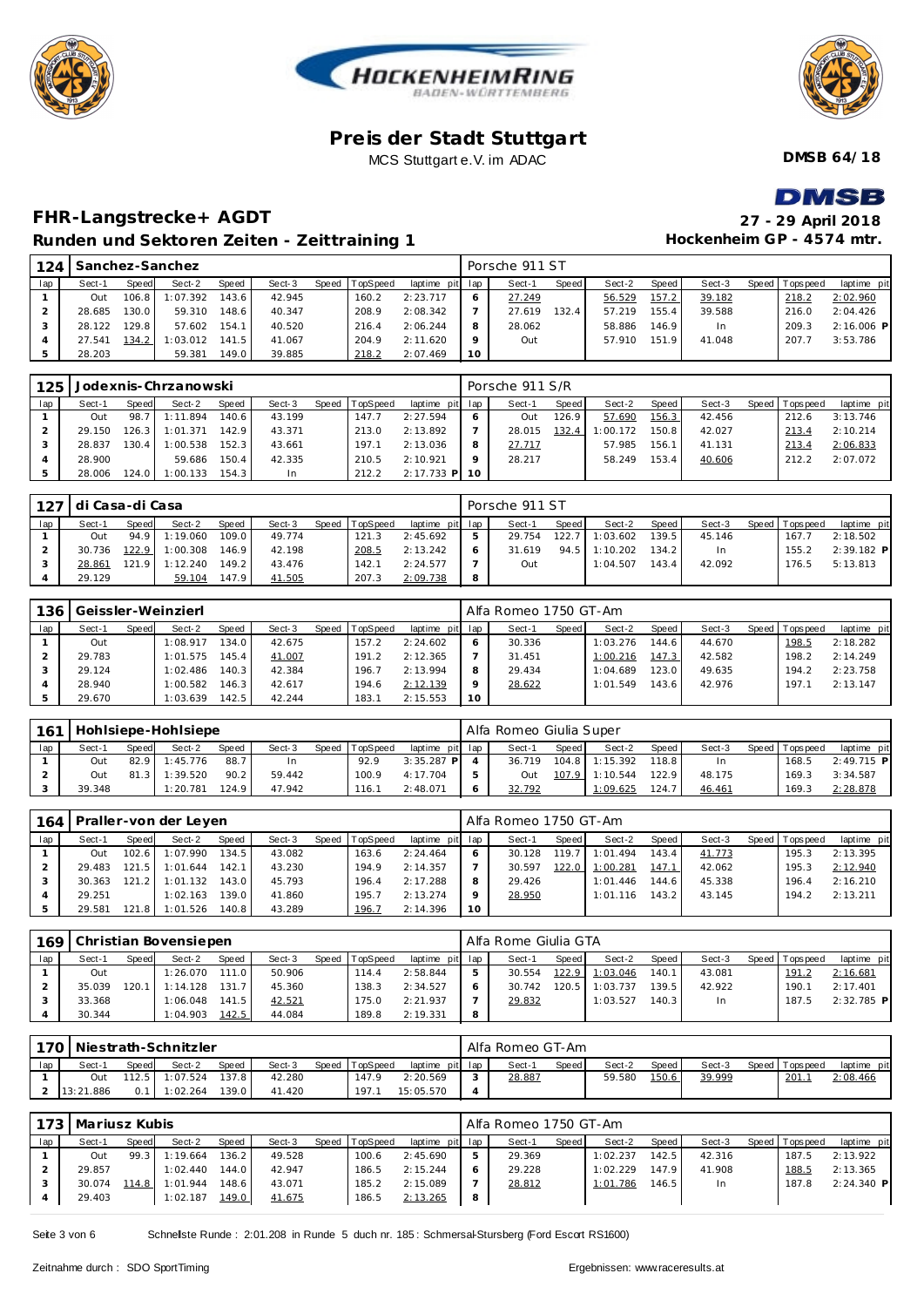# Preis der Stadt Stuttgart

MCS Stuttgart e.V. im ADAC

**DMSB 64/18**

## FHR-Langstrecke+ AGDT

**27 - 29 April 2018**

### Runden und Sektoren Zeiten - Zeittraining 1

**Hockenheim GP - 4574 mtr.**

| 124 | Sanchez-Sanchez | | | | | | | | Porsche 911 ST | | | | | | | | |
|---|---|---|---|---|---|---|---|---|---|---|---|---|---|---|---|---|---|
| lap | Sect-1 | Speed | Sect-2 | Speed | Sect-3 | Speed | TopSpeed | laptime pit | lap | Sect-1 | Speed | Sect-2 | Speed | Sect-3 | Speed | Topspeed | laptime pit |
| 1 | Out | 106.8 | 1:07.392 | 143.6 | 42.945 | | 160.2 | 2:23.717 | 6 | 27.249 | | 56.529 | 157.2 | 39.182 | | 218.2 | 2:02.960 |
| 2 | 28.685 | 130.0 | 59.310 | 148.6 | 40.347 | | 208.9 | 2:08.342 | 7 | 27.619 | 132.4 | 57.219 | 155.4 | 39.588 | | 216.0 | 2:04.426 |
| 3 | 28.122 | 129.8 | 57.602 | 154.1 | 40.520 | | 216.4 | 2:06.244 | 8 | 28.062 | | 58.886 | 146.9 | In | | 209.3 | 2:16.006 P |
| 4 | 27.541 | 134.2 | 1:03.012 | 141.5 | 41.067 | | 204.9 | 2:11.620 | 9 | Out | | 57.910 | 151.9 | 41.048 | | 207.7 | 3:53.786 |
| 5 | 28.203 | | 59.381 | 149.0 | 39.885 | | 218.2 | 2:07.469 | 10 | | | | | | | | |

| 125 | Jodexnis-Chrzanowski | | | | | | | | Porsche 911 S/R | | | | | | | | |
|---|---|---|---|---|---|---|---|---|---|---|---|---|---|---|---|---|---|
| lap | Sect-1 | Speed | Sect-2 | Speed | Sect-3 | Speed | TopSpeed | laptime pit | lap | Sect-1 | Speed | Sect-2 | Speed | Sect-3 | Speed | Topspeed | laptime pit |
| 1 | Out | 98.7 | 1:11.894 | 140.6 | 43.199 | | 147.7 | 2:27.594 | 6 | Out | 126.9 | 57.690 | 156.3 | 42.456 | | 212.6 | 3:13.746 |
| 2 | 29.150 | 126.3 | 1:01.371 | 142.9 | 43.371 | | 213.0 | 2:13.892 | 7 | 28.015 | 132.4 | 1:00.172 | 150.8 | 42.027 | | 213.4 | 2:10.214 |
| 3 | 28.837 | 130.4 | 1:00.538 | 152.3 | 43.661 | | 197.1 | 2:13.036 | 8 | 27.717 | | 57.985 | 156.1 | 41.131 | | 213.4 | 2:06.833 |
| 4 | 28.900 | | 59.686 | 150.4 | 42.335 | | 210.5 | 2:10.921 | 9 | 28.217 | | 58.249 | 153.4 | 40.606 | | 212.2 | 2:07.072 |
| 5 | 28.006 | 124.0 | 1:00.133 | 154.3 | In | | 212.2 | 2:17.733 P | 10 | | | | | | | | |

| 127 | di Casa-di Casa | | | | | | | | Porsche 911 ST | | | | | | | | |
|---|---|---|---|---|---|---|---|---|---|---|---|---|---|---|---|---|---|
| lap | Sect-1 | Speed | Sect-2 | Speed | Sect-3 | Speed | TopSpeed | laptime pit | lap | Sect-1 | Speed | Sect-2 | Speed | Sect-3 | Speed | Topspeed | laptime pit |
| 1 | Out | 94.9 | 1:19.060 | 109.0 | 49.774 | | 121.3 | 2:45.692 | 5 | 29.754 | 122.7 | 1:03.602 | 139.5 | 45.146 | | 167.7 | 2:18.502 |
| 2 | 30.736 | 122.9 | 1:00.308 | 146.9 | 42.198 | | 208.5 | 2:13.242 | 6 | 31.619 | 94.5 | 1:10.202 | 134.2 | In | | 155.2 | 2:39.182 P |
| 3 | 28.861 | 121.9 | 1:12.240 | 149.2 | 43.476 | | 142.1 | 2:24.577 | 7 | Out | | 1:04.507 | 143.4 | 42.092 | | 176.5 | 5:13.813 |
| 4 | 29.129 | | 59.104 | 147.9 | 41.505 | | 207.3 | 2:09.738 | 8 | | | | | | | | |

| 136 | Geissler-Weinzierl | | | | | | | | Alfa Romeo 1750 GT-Am | | | | | | | | |
|---|---|---|---|---|---|---|---|---|---|---|---|---|---|---|---|---|---|
| lap | Sect-1 | Speed | Sect-2 | Speed | Sect-3 | Speed | TopSpeed | laptime pit | lap | Sect-1 | Speed | Sect-2 | Speed | Sect-3 | Speed | Topspeed | laptime pit |
| 1 | Out | | 1:08.917 | 134.0 | 42.675 | | 157.2 | 2:24.602 | 6 | 30.336 | | 1:03.276 | 144.6 | 44.670 | | 198.5 | 2:18.282 |
| 2 | 29.783 | | 1:01.575 | 145.4 | 41.007 | | 191.2 | 2:12.365 | 7 | 31.451 | | 1:00.216 | 147.3 | 42.582 | | 198.2 | 2:14.249 |
| 3 | 29.124 | | 1:02.486 | 140.3 | 42.384 | | 196.7 | 2:13.994 | 8 | 29.434 | | 1:04.689 | 123.0 | 49.635 | | 194.2 | 2:23.758 |
| 4 | 28.940 | | 1:00.582 | 146.3 | 42.617 | | 194.6 | 2:12.139 | 9 | 28.622 | | 1:01.549 | 143.6 | 42.976 | | 197.1 | 2:13.147 |
| 5 | 29.670 | | 1:03.639 | 142.5 | 42.244 | | 183.1 | 2:15.553 | 10 | | | | | | | | |

| 161 | Hohlsiepe-Hohlsiepe | | | | | | | | Alfa Romeo Giulia Super | | | | | | | | |
|---|---|---|---|---|---|---|---|---|---|---|---|---|---|---|---|---|---|
| lap | Sect-1 | Speed | Sect-2 | Speed | Sect-3 | Speed | TopSpeed | laptime pit | lap | Sect-1 | Speed | Sect-2 | Speed | Sect-3 | Speed | Topspeed | laptime pit |
| 1 | Out | 82.9 | 1:45.776 | 88.7 | In | | 92.9 | 3:35.287 P | 4 | 36.719 | 104.8 | 1:15.392 | 118.8 | In | | 168.5 | 2:49.715 P |
| 2 | Out | 81.3 | 1:39.520 | 90.2 | 59.442 | | 100.9 | 4:17.704 | 5 | Out | 107.9 | 1:10.544 | 122.9 | 48.175 | | 169.3 | 3:34.587 |
| 3 | 39.348 | | 1:20.781 | 124.9 | 47.942 | | 116.1 | 2:48.071 | 6 | 32.792 | | 1:09.625 | 124.7 | 46.461 | | 169.3 | 2:28.878 |

| 164 | Praller-von der Leyen | | | | | | | | Alfa Romeo 1750 GT-Am | | | | | | | | |
|---|---|---|---|---|---|---|---|---|---|---|---|---|---|---|---|---|---|
| lap | Sect-1 | Speed | Sect-2 | Speed | Sect-3 | Speed | TopSpeed | laptime pit | lap | Sect-1 | Speed | Sect-2 | Speed | Sect-3 | Speed | Topspeed | laptime pit |
| 1 | Out | 102.6 | 1:07.990 | 134.5 | 43.082 | | 163.6 | 2:24.464 | 6 | 30.128 | 119.7 | 1:01.494 | 143.4 | 41.773 | | 195.3 | 2:13.395 |
| 2 | 29.483 | 121.5 | 1:01.644 | 142.1 | 43.230 | | 194.9 | 2:14.357 | 7 | 30.597 | 122.0 | 1:00.281 | 147.1 | 42.062 | | 195.3 | 2:12.940 |
| 3 | 30.363 | 121.2 | 1:01.132 | 143.0 | 45.793 | | 196.4 | 2:17.288 | 8 | 29.426 | | 1:01.446 | 144.6 | 45.338 | | 196.4 | 2:16.210 |
| 4 | 29.251 | | 1:02.163 | 139.0 | 41.860 | | 195.7 | 2:13.274 | 9 | 28.950 | | 1:01.116 | 143.2 | 43.145 | | 194.2 | 2:13.211 |
| 5 | 29.581 | 121.8 | 1:01.526 | 140.8 | 43.289 | | 196.7 | 2:14.396 | 10 | | | | | | | | |

| 169 | Christian Bovensiepen | | | | | | | | Alfa Rome Giulia GTA | | | | | | | | |
|---|---|---|---|---|---|---|---|---|---|---|---|---|---|---|---|---|---|
| lap | Sect-1 | Speed | Sect-2 | Speed | Sect-3 | Speed | TopSpeed | laptime pit | lap | Sect-1 | Speed | Sect-2 | Speed | Sect-3 | Speed | Topspeed | laptime pit |
| 1 | Out | | 1:26.070 | 111.0 | 50.906 | | 114.4 | 2:58.844 | 5 | 30.554 | 122.9 | 1:03.046 | 140.1 | 43.081 | | 191.2 | 2:16.681 |
| 2 | 35.039 | 120.1 | 1:14.128 | 131.7 | 45.360 | | 138.3 | 2:34.527 | 6 | 30.742 | 120.5 | 1:03.737 | 139.5 | 42.922 | | 190.1 | 2:17.401 |
| 3 | 33.368 | | 1:06.048 | 141.5 | 42.521 | | 175.0 | 2:21.937 | 7 | 29.832 | | 1:03.527 | 140.3 | In | | 187.5 | 2:32.785 P |
| 4 | 30.344 | | 1:04.903 | 142.5 | 44.084 | | 189.8 | 2:19.331 | 8 | | | | | | | | |

| 170 | Niestrath-Schnitzler | | | | | | | | Alfa Romeo GT-Am | | | | | | | | |
|---|---|---|---|---|---|---|---|---|---|---|---|---|---|---|---|---|---|
| lap | Sect-1 | Speed | Sect-2 | Speed | Sect-3 | Speed | TopSpeed | laptime pit | lap | Sect-1 | Speed | Sect-2 | Speed | Sect-3 | Speed | Topspeed | laptime pit |
| 1 | Out | 112.5 | 1:07.524 | 137.8 | 42.280 | | 147.9 | 2:20.569 | 3 | 28.887 | | 59.580 | 150.6 | 39.999 | | 201.1 | 2:08.466 |
| 2 | 13:21.886 | 0.1 | 1:02.264 | 139.0 | 41.420 | | 197.1 | 15:05.570 | 4 | | | | | | | | |

| 173 | Mariusz Kubis | | | | | | | | Alfa Romeo 1750 GT-Am | | | | | | | | |
|---|---|---|---|---|---|---|---|---|---|---|---|---|---|---|---|---|---|
| lap | Sect-1 | Speed | Sect-2 | Speed | Sect-3 | Speed | TopSpeed | laptime pit | lap | Sect-1 | Speed | Sect-2 | Speed | Sect-3 | Speed | Topspeed | laptime pit |
| 1 | Out | 99.3 | 1:19.664 | 136.2 | 49.528 | | 100.6 | 2:45.690 | 5 | 29.369 | | 1:02.237 | 142.5 | 42.316 | | 187.5 | 2:13.922 |
| 2 | 29.857 | | 1:02.440 | 144.0 | 42.947 | | 186.5 | 2:15.244 | 6 | 29.228 | | 1:02.229 | 147.9 | 41.908 | | 188.5 | 2:13.365 |
| 3 | 30.074 | 114.8 | 1:01.944 | 148.6 | 43.071 | | 185.2 | 2:15.089 | 7 | 28.812 | | 1:01.786 | 146.5 | In | | 187.8 | 2:24.340 P |
| 4 | 29.403 | | 1:02.187 | 149.0 | 41.675 | | 186.5 | 2:13.265 | 8 | | | | | | | | |

Schnellste Runde : 2:01.208 in Runde 5 duch nr. 185 : Schmersal-Stursberg (Ford Escort RS1600)

Zeitnahme durch : SDO SportTiming

Ergebnissen: www.raceresults.at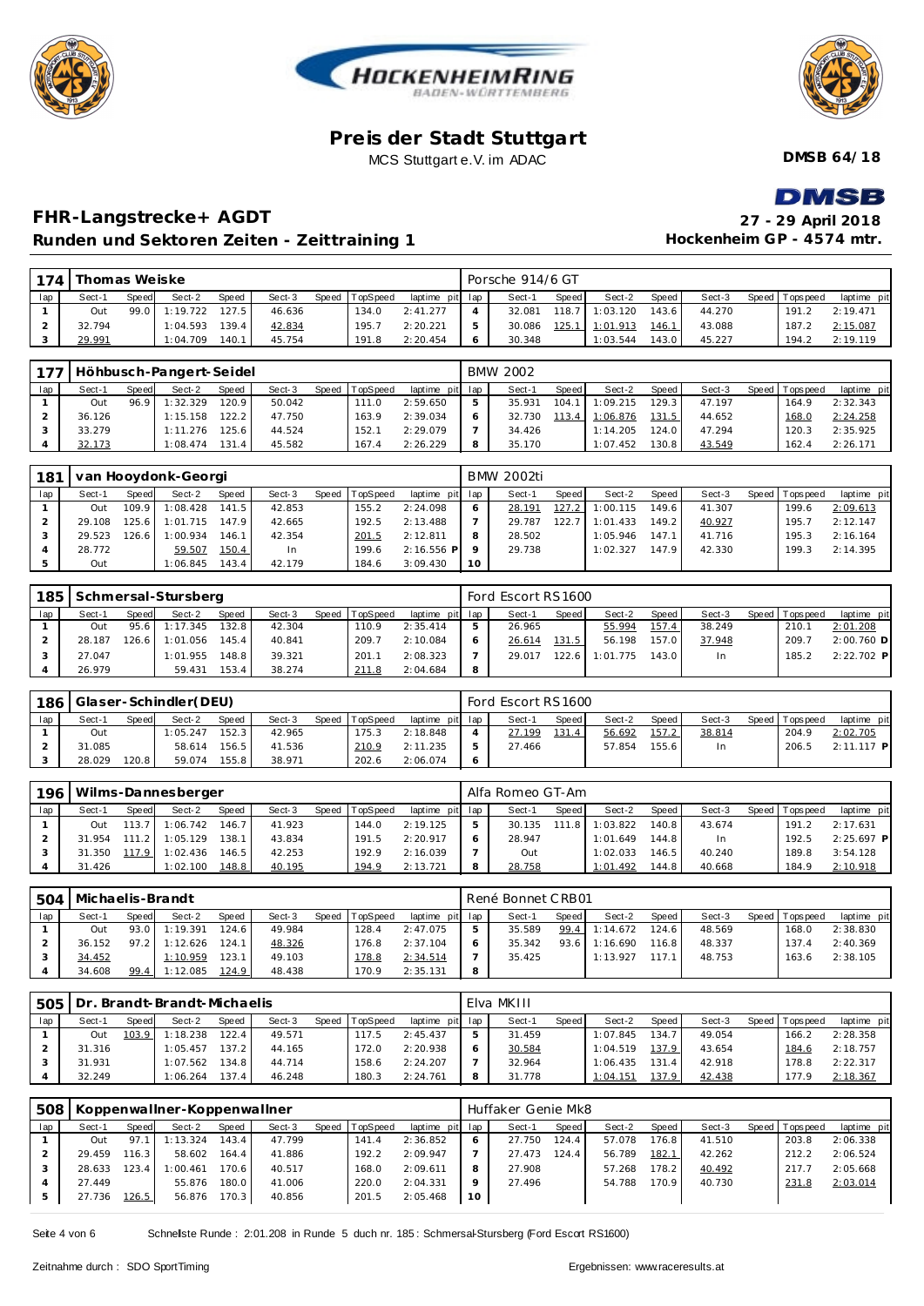# Preis der Stadt Stuttgart

MCS Stuttgart e.V. im ADAC

**DMSB 64/18**

## FHR-Langstrecke+ AGDT

**Runden und Sektoren Zeiten - Zeittraining 1**

**27 - 29 April 2018**
**Hockenheim GP - 4574 mtr.**

| 174 | Thomas Weiske | | | | | | | | Porsche 914/6 GT | | | | | | | |
|---|---|---|---|---|---|---|---|---|---|---|---|---|---|---|---|---|
| lap | Sect-1 | Speed | Sect-2 | Speed | Sect-3 | Speed | TopSpeed | laptime pit | lap | Sect-1 | Speed | Sect-2 | Speed | Sect-3 | Speed | Topspeed | laptime pit |
| 1 | Out | 99.0 | 1:19.722 | 127.5 | 46.636 | | 134.0 | 2:41.277 | 4 | 32.081 | 118.7 | 1:03.120 | 143.6 | 44.270 | | 191.2 | 2:19.471 |
| 2 | 32.794 | | 1:04.593 | 139.4 | 42.834 | | 195.7 | 2:20.221 | 5 | 30.086 | 125.1 | 1:01.913 | 146.1 | 43.088 | | 187.2 | 2:15.087 |
| 3 | 29.991 | | 1:04.709 | 140.1 | 45.754 | | 191.8 | 2:20.454 | 6 | 30.348 | | 1:03.544 | 143.0 | 45.227 | | 194.2 | 2:19.119 |

| 177 | Höhbusch-Pangert-Seidel | | | | | | | | BMW 2002 | | | | | | | | |
|---|---|---|---|---|---|---|---|---|---|---|---|---|---|---|---|---|---|
| lap | Sect-1 | Speed | Sect-2 | Speed | Sect-3 | Speed | TopSpeed | laptime pit | lap | Sect-1 | Speed | Sect-2 | Speed | Sect-3 | Speed | Topspeed | laptime pit |
| 1 | Out | 96.9 | 1:32.329 | 120.9 | 50.042 | | 111.0 | 2:59.650 | 5 | 35.931 | 104.1 | 1:09.215 | 129.3 | 47.197 | | 164.9 | 2:32.343 |
| 2 | 36.126 | | 1:15.158 | 122.2 | 47.750 | | 163.9 | 2:39.034 | 6 | 32.730 | 113.4 | 1:06.876 | 131.5 | 44.652 | | 168.0 | 2:24.258 |
| 3 | 33.279 | | 1:11.276 | 125.6 | 44.524 | | 152.1 | 2:29.079 | 7 | 34.426 | | 1:14.205 | 124.0 | 47.294 | | 120.3 | 2:35.925 |
| 4 | 32.173 | | 1:08.474 | 131.4 | 45.582 | | 167.4 | 2:26.229 | 8 | 35.170 | | 1:07.452 | 130.8 | 43.549 | | 162.4 | 2:26.171 |

| 181 | van Hooydonk-Georgi | | | | | | | | BMW 2002ti | | | | | | | | |
|---|---|---|---|---|---|---|---|---|---|---|---|---|---|---|---|---|---|
| lap | Sect-1 | Speed | Sect-2 | Speed | Sect-3 | Speed | TopSpeed | laptime pit | lap | Sect-1 | Speed | Sect-2 | Speed | Sect-3 | Speed | Topspeed | laptime pit |
| 1 | Out | 109.9 | 1:08.428 | 141.5 | 42.853 | | 155.2 | 2:24.098 | 6 | 28.191 | 127.2 | 1:00.115 | 149.6 | 41.307 | | 199.6 | 2:09.613 |
| 2 | 29.108 | 125.6 | 1:01.715 | 147.9 | 42.665 | | 192.5 | 2:13.488 | 7 | 29.787 | 122.7 | 1:01.433 | 149.2 | 40.927 | | 195.7 | 2:12.147 |
| 3 | 29.523 | 126.6 | 1:00.934 | 146.1 | 42.354 | | 201.5 | 2:12.811 | 8 | 28.502 | | 1:05.946 | 147.1 | 41.716 | | 195.3 | 2:16.164 |
| 4 | 28.772 | | 59.507 | 150.4 | In | | 199.6 | 2:16.556 P | 9 | 29.738 | | 1:02.327 | 147.9 | 42.330 | | 199.3 | 2:14.395 |
| 5 | Out | | 1:06.845 | 143.4 | 42.179 | | 184.6 | 3:09.430 | 10 | | | | | | | | |

| 185 | Schmersal-Stursberg | | | | | | | | Ford Escort RS1600 | | | | | | | | |
|---|---|---|---|---|---|---|---|---|---|---|---|---|---|---|---|---|---|
| lap | Sect-1 | Speed | Sect-2 | Speed | Sect-3 | Speed | TopSpeed | laptime pit | lap | Sect-1 | Speed | Sect-2 | Speed | Sect-3 | Speed | Topspeed | laptime pit |
| 1 | Out | 95.6 | 1:17.345 | 132.8 | 42.304 | | 110.9 | 2:35.414 | 5 | 26.965 | | 55.994 | 157.4 | 38.249 | | 210.1 | 2:01.208 |
| 2 | 28.187 | 126.6 | 1:01.056 | 145.4 | 40.841 | | 209.7 | 2:10.084 | 6 | 26.614 | 131.5 | 56.198 | 157.0 | 37.948 | | 209.7 | 2:00.760 D |
| 3 | 27.047 | | 1:01.955 | 148.8 | 39.321 | | 201.1 | 2:08.323 | 7 | 29.017 | 122.6 | 1:01.775 | 143.0 | In | | 185.2 | 2:22.702 P |
| 4 | 26.979 | | 59.431 | 153.4 | 38.274 | | 211.8 | 2:04.684 | 8 | | | | | | | | |

| 186 | Glaser-Schindler(DEU) | | | | | | | | Ford Escort RS1600 | | | | | | | | |
|---|---|---|---|---|---|---|---|---|---|---|---|---|---|---|---|---|---|
| lap | Sect-1 | Speed | Sect-2 | Speed | Sect-3 | Speed | TopSpeed | laptime pit | lap | Sect-1 | Speed | Sect-2 | Speed | Sect-3 | Speed | Topspeed | laptime pit |
| 1 | Out | | 1:05.247 | 152.3 | 42.965 | | 175.3 | 2:18.848 | 4 | 27.199 | 131.4 | 56.692 | 157.2 | 38.814 | | 204.9 | 2:02.705 |
| 2 | 31.085 | | 58.614 | 156.5 | 41.536 | | 210.9 | 2:11.235 | 5 | 27.466 | | 57.854 | 155.6 | In | | 206.5 | 2:11.117 P |
| 3 | 28.029 | 120.8 | 59.074 | 155.8 | 38.971 | | 202.6 | 2:06.074 | 6 | | | | | | | | |

| 196 | Wilms-Dannesberger | | | | | | | | Alfa Romeo GT-Am | | | | | | | | |
|---|---|---|---|---|---|---|---|---|---|---|---|---|---|---|---|---|---|
| lap | Sect-1 | Speed | Sect-2 | Speed | Sect-3 | Speed | TopSpeed | laptime pit | lap | Sect-1 | Speed | Sect-2 | Speed | Sect-3 | Speed | Topspeed | laptime pit |
| 1 | Out | 113.7 | 1:06.742 | 146.7 | 41.923 | | 144.0 | 2:19.125 | 5 | 30.135 | 111.8 | 1:03.822 | 140.8 | 43.674 | | 191.2 | 2:17.631 |
| 2 | 31.954 | 111.2 | 1:05.129 | 138.1 | 43.834 | | 191.5 | 2:20.917 | 6 | 28.947 | | 1:01.649 | 144.8 | In | | 192.5 | 2:25.697 P |
| 3 | 31.350 | 117.9 | 1:02.436 | 146.5 | 42.253 | | 192.9 | 2:16.039 | 7 | Out | | 1:02.033 | 146.5 | 40.240 | | 189.8 | 3:54.128 |
| 4 | 31.426 | | 1:02.100 | 148.8 | 40.195 | | 194.9 | 2:13.721 | 8 | 28.758 | | 1:01.492 | 144.8 | 40.668 | | 184.9 | 2:10.918 |

| 504 | Michaelis-Brandt | | | | | | | | René Bonnet CRB01 | | | | | | | | |
|---|---|---|---|---|---|---|---|---|---|---|---|---|---|---|---|---|---|
| lap | Sect-1 | Speed | Sect-2 | Speed | Sect-3 | Speed | TopSpeed | laptime pit | lap | Sect-1 | Speed | Sect-2 | Speed | Sect-3 | Speed | Topspeed | laptime pit |
| 1 | Out | 93.0 | 1:19.391 | 124.6 | 49.984 | | 128.4 | 2:47.075 | 5 | 35.589 | 99.4 | 1:14.672 | 124.6 | 48.569 | | 168.0 | 2:38.830 |
| 2 | 36.152 | 97.2 | 1:12.626 | 124.1 | 48.326 | | 176.8 | 2:37.104 | 6 | 35.342 | 93.6 | 1:16.690 | 116.8 | 48.337 | | 137.4 | 2:40.369 |
| 3 | 34.452 | | 1:10.959 | 123.1 | 49.103 | | 178.8 | 2:34.514 | 7 | 35.425 | | 1:13.927 | 117.1 | 48.753 | | 163.6 | 2:38.105 |
| 4 | 34.608 | 99.4 | 1:12.085 | 124.9 | 48.438 | | 170.9 | 2:35.131 | 8 | | | | | | | | |

| 505 | Dr. Brandt-Brandt-Michaelis | | | | | | | | Elva MKIII | | | | | | | | |
|---|---|---|---|---|---|---|---|---|---|---|---|---|---|---|---|---|---|
| lap | Sect-1 | Speed | Sect-2 | Speed | Sect-3 | Speed | TopSpeed | laptime pit | lap | Sect-1 | Speed | Sect-2 | Speed | Sect-3 | Speed | Topspeed | laptime pit |
| 1 | Out | 103.9 | 1:18.238 | 122.4 | 49.571 | | 117.5 | 2:45.437 | 5 | 31.459 | | 1:07.845 | 134.7 | 49.054 | | 166.2 | 2:28.358 |
| 2 | 31.316 | | 1:05.457 | 137.2 | 44.165 | | 172.0 | 2:20.938 | 6 | 30.584 | | 1:04.519 | 137.9 | 43.654 | | 184.6 | 2:18.757 |
| 3 | 31.931 | | 1:07.562 | 134.8 | 44.714 | | 158.6 | 2:24.207 | 7 | 32.964 | | 1:06.435 | 131.4 | 42.918 | | 178.8 | 2:22.317 |
| 4 | 32.249 | | 1:06.264 | 137.4 | 46.248 | | 180.3 | 2:24.761 | 8 | 31.778 | | 1:04.151 | 137.9 | 42.438 | | 177.9 | 2:18.367 |

| 508 | Koppenwallner-Koppenwallner | | | | | | | | Huffaker Genie Mk8 | | | | | | | | |
|---|---|---|---|---|---|---|---|---|---|---|---|---|---|---|---|---|---|
| lap | Sect-1 | Speed | Sect-2 | Speed | Sect-3 | Speed | TopSpeed | laptime pit | lap | Sect-1 | Speed | Sect-2 | Speed | Sect-3 | Speed | Topspeed | laptime pit |
| 1 | Out | 97.1 | 1:13.324 | 143.4 | 47.799 | | 141.4 | 2:36.852 | 6 | 27.750 | 124.4 | 57.078 | 176.8 | 41.510 | | 203.8 | 2:06.338 |
| 2 | 29.459 | 116.3 | 58.602 | 164.4 | 41.886 | | 192.2 | 2:09.947 | 7 | 27.473 | 124.4 | 56.789 | 182.1 | 42.262 | | 212.2 | 2:06.524 |
| 3 | 28.633 | 123.4 | 1:00.461 | 170.6 | 40.517 | | 168.0 | 2:09.611 | 8 | 27.908 | | 57.268 | 178.2 | 40.492 | | 217.7 | 2:05.668 |
| 4 | 27.449 | | 55.876 | 180.0 | 41.006 | | 220.0 | 2:04.331 | 9 | 27.496 | | 54.788 | 170.9 | 40.730 | | 231.8 | 2:03.014 |
| 5 | 27.736 | 126.5 | 56.876 | 170.3 | 40.856 | | 201.5 | 2:05.468 | 10 | | | | | | | | |

Schnellste Runde : 2:01.208 in Runde 5 duch nr. 185 : Schmersal-Stursberg (Ford Escort RS1600)

Zeitnahme durch : SDO SportTiming

Ergebnissen: www.raceresults.at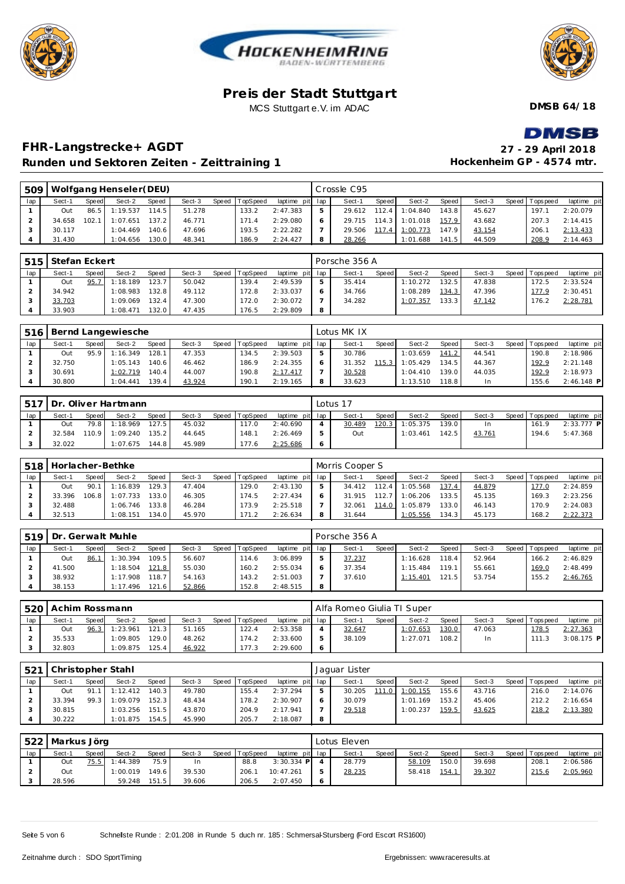# Preis der Stadt Stuttgart

MCS Stuttgart e.V. im ADAC

**DMSB 64/18**

## FHR-Langstrecke+ AGDT

## Runden und Sektoren Zeiten - Zeittraining 1

**27 - 29 April 2018**

**Hockenheim GP - 4574 mtr.**

| 509 | Wolfgang Henseler(DEU) | | | | | | | | | Crossle C95 | | | | | | | | |
|---|---|---|---|---|---|---|---|---|---|---|---|---|---|---|---|---|---|---|
| lap | Sect-1 | Speed | Sect-2 | Speed | Sect-3 | Speed | TopSpeed | laptime pit | lap | Sect-1 | Speed | Sect-2 | Speed | Sect-3 | Speed | Topspeed | laptime pit |
| 1 | Out | 86.5 | 1:19.537 | 114.5 | 51.278 | | 133.2 | 2:47.383 | 5 | 29.612 | 112.4 | 1:04.840 | 143.8 | 45.627 | | 197.1 | 2:20.079 |
| 2 | 34.658 | 102.1 | 1:07.651 | 137.2 | 46.771 | | 171.4 | 2:29.080 | 6 | 29.715 | 114.3 | 1:01.018 | 157.9 | 43.682 | | 207.3 | 2:14.415 |
| 3 | 30.117 | | 1:04.469 | 140.6 | 47.696 | | 193.5 | 2:22.282 | 7 | 29.506 | 117.4 | 1:00.773 | 147.9 | 43.154 | | 206.1 | 2:13.433 |
| 4 | 31.430 | | 1:04.656 | 130.0 | 48.341 | | 186.9 | 2:24.427 | 8 | 28.266 | | 1:01.688 | 141.5 | 44.509 | | 208.9 | 2:14.463 |

| 515 | Stefan Eckert | | | | | | | | | Porsche 356 A | | | | | | | | |
|---|---|---|---|---|---|---|---|---|---|---|---|---|---|---|---|---|---|---|
| lap | Sect-1 | Speed | Sect-2 | Speed | Sect-3 | Speed | TopSpeed | laptime pit | lap | Sect-1 | Speed | Sect-2 | Speed | Sect-3 | Speed | Topspeed | laptime pit |
| 1 | Out | 95.7 | 1:18.189 | 123.7 | 50.042 | | 139.4 | 2:49.539 | 5 | 35.414 | | 1:10.272 | 132.5 | 47.838 | | 172.5 | 2:33.524 |
| 2 | 34.942 | | 1:08.983 | 132.8 | 49.112 | | 172.8 | 2:33.037 | 6 | 34.766 | | 1:08.289 | 134.3 | 47.396 | | 177.9 | 2:30.451 |
| 3 | 33.703 | | 1:09.069 | 132.4 | 47.300 | | 172.0 | 2:30.072 | 7 | 34.282 | | 1:07.357 | 133.3 | 47.142 | | 176.2 | 2:28.781 |
| 4 | 33.903 | | 1:08.471 | 132.0 | 47.435 | | 176.5 | 2:29.809 | 8 | | | | | | | | |

| 516 | Bernd Langewiesche | | | | | | | | | Lotus MK IX | | | | | | | | |
|---|---|---|---|---|---|---|---|---|---|---|---|---|---|---|---|---|---|---|
| lap | Sect-1 | Speed | Sect-2 | Speed | Sect-3 | Speed | TopSpeed | laptime pit | lap | Sect-1 | Speed | Sect-2 | Speed | Sect-3 | Speed | Topspeed | laptime pit |
| 1 | Out | 95.9 | 1:16.349 | 128.1 | 47.353 | | 134.5 | 2:39.503 | 5 | 30.786 | | 1:03.659 | 141.2 | 44.541 | | 190.8 | 2:18.986 |
| 2 | 32.750 | | 1:05.143 | 140.6 | 46.462 | | 186.9 | 2:24.355 | 6 | 31.352 | 115.3 | 1:05.429 | 134.5 | 44.367 | | 192.9 | 2:21.148 |
| 3 | 30.691 | | 1:02.719 | 140.4 | 44.007 | | 190.8 | 2:17.417 | 7 | 30.528 | | 1:04.410 | 139.0 | 44.035 | | 192.9 | 2:18.973 |
| 4 | 30.800 | | 1:04.441 | 139.4 | 43.924 | | 190.1 | 2:19.165 | 8 | 33.623 | | 1:13.510 | 118.8 | In | | 155.6 | 2:46.148 P |

| 517 | Dr. Oliver Hartmann | | | | | | | | | Lotus 17 | | | | | | | | |
|---|---|---|---|---|---|---|---|---|---|---|---|---|---|---|---|---|---|---|
| lap | Sect-1 | Speed | Sect-2 | Speed | Sect-3 | Speed | TopSpeed | laptime pit | lap | Sect-1 | Speed | Sect-2 | Speed | Sect-3 | Speed | Topspeed | laptime pit |
| 1 | Out | 79.8 | 1:18.969 | 127.5 | 45.032 | | 117.0 | 2:40.690 | 4 | 30.489 | 120.3 | 1:05.375 | 139.0 | In | | 161.9 | 2:33.777 P |
| 2 | 32.584 | 110.9 | 1:09.240 | 135.2 | 44.645 | | 148.1 | 2:26.469 | 5 | Out | | 1:03.461 | 142.5 | 43.761 | | 194.6 | 5:47.368 |
| 3 | 32.022 | | 1:07.675 | 144.8 | 45.989 | | 177.6 | 2:25.686 | 6 | | | | | | | | |

| 518 | Horlacher-Bethke | | | | | | | | | Morris Cooper S | | | | | | | | |
|---|---|---|---|---|---|---|---|---|---|---|---|---|---|---|---|---|---|---|
| lap | Sect-1 | Speed | Sect-2 | Speed | Sect-3 | Speed | TopSpeed | laptime pit | lap | Sect-1 | Speed | Sect-2 | Speed | Sect-3 | Speed | Topspeed | laptime pit |
| 1 | Out | 90.1 | 1:16.839 | 129.3 | 47.404 | | 129.0 | 2:43.130 | 5 | 34.412 | 112.4 | 1:05.568 | 137.4 | 44.879 | | 177.0 | 2:24.859 |
| 2 | 33.396 | 106.8 | 1:07.733 | 133.0 | 46.305 | | 174.5 | 2:27.434 | 6 | 31.915 | 112.7 | 1:06.206 | 133.5 | 45.135 | | 169.3 | 2:23.256 |
| 3 | 32.488 | | 1:06.746 | 133.8 | 46.284 | | 173.9 | 2:25.518 | 7 | 32.061 | 114.0 | 1:05.879 | 133.0 | 46.143 | | 170.9 | 2:24.083 |
| 4 | 32.513 | | 1:08.151 | 134.0 | 45.970 | | 171.2 | 2:26.634 | 8 | 31.644 | | 1:05.556 | 134.3 | 45.173 | | 168.2 | 2:22.373 |

| 519 | Dr. Gerwalt Muhle | | | | | | | | | Porsche 356 A | | | | | | | | |
|---|---|---|---|---|---|---|---|---|---|---|---|---|---|---|---|---|---|---|
| lap | Sect-1 | Speed | Sect-2 | Speed | Sect-3 | Speed | TopSpeed | laptime pit | lap | Sect-1 | Speed | Sect-2 | Speed | Sect-3 | Speed | Topspeed | laptime pit |
| 1 | Out | 86.1 | 1:30.394 | 109.5 | 56.607 | | 114.6 | 3:06.899 | 5 | 37.237 | | 1:16.628 | 118.4 | 52.964 | | 166.2 | 2:46.829 |
| 2 | 41.500 | | 1:18.504 | 121.8 | 55.030 | | 160.2 | 2:55.034 | 6 | 37.354 | | 1:15.484 | 119.1 | 55.661 | | 169.0 | 2:48.499 |
| 3 | 38.932 | | 1:17.908 | 118.7 | 54.163 | | 143.2 | 2:51.003 | 7 | 37.610 | | 1:15.401 | 121.5 | 53.754 | | 155.2 | 2:46.765 |
| 4 | 38.153 | | 1:17.496 | 121.6 | 52.866 | | 152.8 | 2:48.515 | 8 | | | | | | | | |

| 520 | Achim Rossmann | | | | | | | | | Alfa Romeo Giulia TI Super | | | | | | | | |
|---|---|---|---|---|---|---|---|---|---|---|---|---|---|---|---|---|---|---|
| lap | Sect-1 | Speed | Sect-2 | Speed | Sect-3 | Speed | TopSpeed | laptime pit | lap | Sect-1 | Speed | Sect-2 | Speed | Sect-3 | Speed | Topspeed | laptime pit |
| 1 | Out | 96.3 | 1:23.961 | 121.3 | 51.165 | | 122.4 | 2:53.358 | 4 | 32.647 | | 1:07.653 | 130.0 | 47.063 | | 178.5 | 2:27.363 |
| 2 | 35.533 | | 1:09.805 | 129.0 | 48.262 | | 174.2 | 2:33.600 | 5 | 38.109 | | 1:27.071 | 108.2 | In | | 111.3 | 3:08.175 P |
| 3 | 32.803 | | 1:09.875 | 125.4 | 46.922 | | 177.3 | 2:29.600 | 6 | | | | | | | | |

| 521 | Christopher Stahl | | | | | | | | | Jaguar Lister | | | | | | | | |
|---|---|---|---|---|---|---|---|---|---|---|---|---|---|---|---|---|---|---|
| lap | Sect-1 | Speed | Sect-2 | Speed | Sect-3 | Speed | TopSpeed | laptime pit | lap | Sect-1 | Speed | Sect-2 | Speed | Sect-3 | Speed | Topspeed | laptime pit |
| 1 | Out | 91.1 | 1:12.412 | 140.3 | 49.780 | | 155.4 | 2:37.294 | 5 | 30.205 | 111.0 | 1:00.155 | 155.6 | 43.716 | | 216.0 | 2:14.076 |
| 2 | 33.394 | 99.3 | 1:09.079 | 152.3 | 48.434 | | 178.2 | 2:30.907 | 6 | 30.079 | | 1:01.169 | 153.2 | 45.406 | | 212.2 | 2:16.654 |
| 3 | 30.815 | | 1:03.256 | 151.5 | 43.870 | | 204.9 | 2:17.941 | 7 | 29.518 | | 1:00.237 | 159.5 | 43.625 | | 218.2 | 2:13.380 |
| 4 | 30.222 | | 1:01.875 | 154.5 | 45.990 | | 205.7 | 2:18.087 | 8 | | | | | | | | |

| 522 | Markus Jörg | | | | | | | | | Lotus Eleven | | | | | | | | |
|---|---|---|---|---|---|---|---|---|---|---|---|---|---|---|---|---|---|---|
| lap | Sect-1 | Speed | Sect-2 | Speed | Sect-3 | Speed | TopSpeed | laptime pit | lap | Sect-1 | Speed | Sect-2 | Speed | Sect-3 | Speed | Topspeed | laptime pit |
| 1 | Out | 75.5 | 1:44.389 | 75.9 | In | | 88.8 | 3:30.334 P | 4 | 28.779 | | 58.109 | 150.0 | 39.698 | | 208.1 | 2:06.586 |
| 2 | Out | | 1:00.019 | 149.6 | 39.530 | | 206.1 | 10:47.261 | 5 | 28.235 | | 58.418 | 154.1 | 39.307 | | 215.6 | 2:05.960 |
| 3 | 28.596 | | 59.248 | 151.5 | 39.606 | | 206.5 | 2:07.450 | 6 | | | | | | | | |

Schnellste Runde : 2:01.208 in Runde 5 duch nr. 185 : Schmersal-Stursberg (Ford Escort RS1600)

Zeitnahme durch : SDO SportTiming

Ergebnissen: www.raceresults.at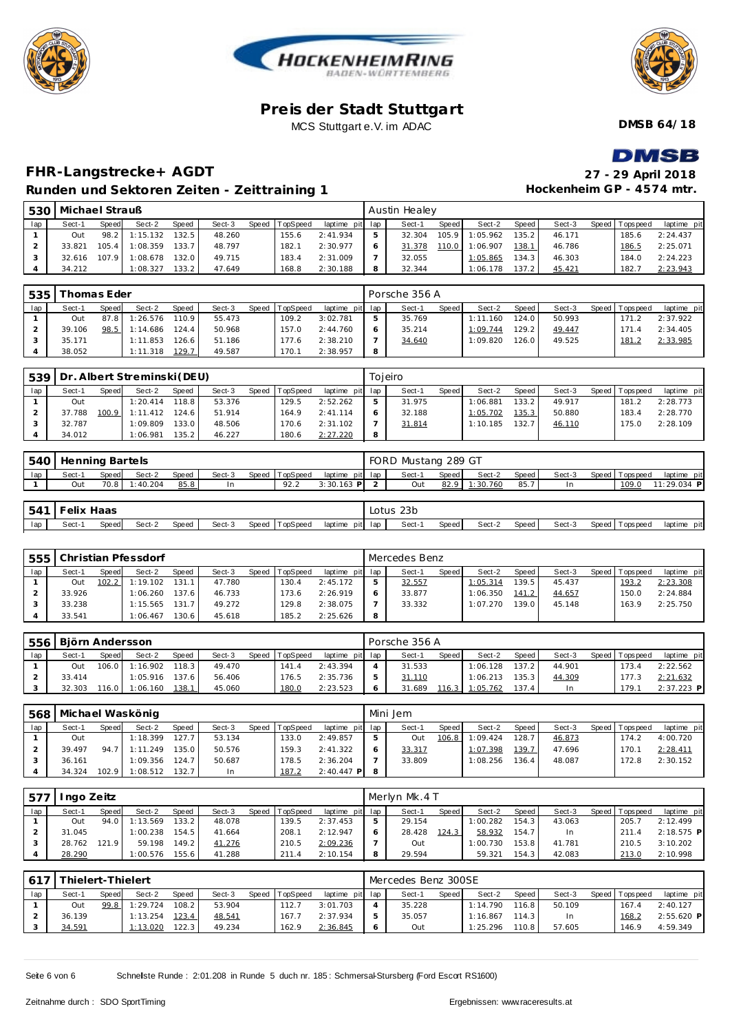# Preis der Stadt Stuttgart

MCS Stuttgart e.V. im ADAC

**DMSB 64/18**

## FHR-Langstrecke+ AGDT

**27 - 29 April 2018**

## Runden und Sektoren Zeiten - Zeittraining 1

**Hockenheim GP - 4574 mtr.**

| 530 | Michael Strauß | | | | | | | | Austin Healey | | | | | | | | |
|---|---|---|---|---|---|---|---|---|---|---|---|---|---|---|---|---|---|
| lap | Sect-1 | Speed | Sect-2 | Speed | Sect-3 | Speed | TopSpeed | laptime pit | lap | Sect-1 | Speed | Sect-2 | Speed | Sect-3 | Speed | Topspeed | laptime pit |
| 1 | Out | 98.2 | 1:15.132 | 132.5 | 48.260 | | 155.6 | 2:41.934 | 5 | 32.304 | 105.9 | 1:05.962 | 135.2 | 46.171 | | 185.6 | 2:24.437 |
| 2 | 33.821 | 105.4 | 1:08.359 | 133.7 | 48.797 | | 182.1 | 2:30.977 | 6 | 31.378 | 110.0 | 1:06.907 | 138.1 | 46.786 | | 186.5 | 2:25.071 |
| 3 | 32.616 | 107.9 | 1:08.678 | 132.0 | 49.715 | | 183.4 | 2:31.009 | 7 | 32.055 | | 1:05.865 | 134.3 | 46.303 | | 184.0 | 2:24.223 |
| 4 | 34.212 | | 1:08.327 | 133.2 | 47.649 | | 168.8 | 2:30.188 | 8 | 32.344 | | 1:06.178 | 137.2 | 45.421 | | 182.7 | 2:23.943 |

| 535 | Thomas Eder | | | | | | | | Porsche 356 A | | | | | | | | |
|---|---|---|---|---|---|---|---|---|---|---|---|---|---|---|---|---|---|
| lap | Sect-1 | Speed | Sect-2 | Speed | Sect-3 | Speed | TopSpeed | laptime pit | lap | Sect-1 | Speed | Sect-2 | Speed | Sect-3 | Speed | Topspeed | laptime pit |
| 1 | Out | 87.8 | 1:26.576 | 110.9 | 55.473 | | 109.2 | 3:02.781 | 5 | 35.769 | | 1:11.160 | 124.0 | 50.993 | | 171.2 | 2:37.922 |
| 2 | 39.106 | 98.5 | 1:14.686 | 124.4 | 50.968 | | 157.0 | 2:44.760 | 6 | 35.214 | | 1:09.744 | 129.2 | 49.447 | | 171.4 | 2:34.405 |
| 3 | 35.171 | | 1:11.853 | 126.6 | 51.186 | | 177.6 | 2:38.210 | 7 | 34.640 | | 1:09.820 | 126.0 | 49.525 | | 181.2 | 2:33.985 |
| 4 | 38.052 | | 1:11.318 | 129.7 | 49.587 | | 170.1 | 2:38.957 | 8 | | | | | | | | |

| 539 | Dr. Albert Streminski(DEU) | | | | | | | | Tojeiro | | | | | | | | |
|---|---|---|---|---|---|---|---|---|---|---|---|---|---|---|---|---|---|
| lap | Sect-1 | Speed | Sect-2 | Speed | Sect-3 | Speed | TopSpeed | laptime pit | lap | Sect-1 | Speed | Sect-2 | Speed | Sect-3 | Speed | Topspeed | laptime pit |
| 1 | Out | | 1:20.414 | 118.8 | 53.376 | | 129.5 | 2:52.262 | 5 | 31.975 | | 1:06.881 | 133.2 | 49.917 | | 181.2 | 2:28.773 |
| 2 | 37.788 | 100.9 | 1:11.412 | 124.6 | 51.914 | | 164.9 | 2:41.114 | 6 | 32.188 | | 1:05.702 | 135.3 | 50.880 | | 183.4 | 2:28.770 |
| 3 | 32.787 | | 1:09.809 | 133.0 | 48.506 | | 170.6 | 2:31.102 | 7 | 31.814 | | 1:10.185 | 132.7 | 46.110 | | 175.0 | 2:28.109 |
| 4 | 34.012 | | 1:06.981 | 135.2 | 46.227 | | 180.6 | 2:27.220 | 8 | | | | | | | | |

| 540 | Henning Bartels | | | | | | | | FORD Mustang 289 GT | | | | | | | | |
|---|---|---|---|---|---|---|---|---|---|---|---|---|---|---|---|---|---|
| lap | Sect-1 | Speed | Sect-2 | Speed | Sect-3 | Speed | TopSpeed | laptime pit | lap | Sect-1 | Speed | Sect-2 | Speed | Sect-3 | Speed | Topspeed | laptime pit |
| 1 | Out | 70.8 | 1:40.204 | 85.8 | In | | 92.2 | 3:30.163 P | 2 | Out | 82.9 | 1:30.760 | 85.7 | In | | 109.0 | 11:29.034 P |

| 541 | Felix Haas | | | | | | | | Lotus 23b | | | | | | | | |
|---|---|---|---|---|---|---|---|---|---|---|---|---|---|---|---|---|---|
| lap | Sect-1 | Speed | Sect-2 | Speed | Sect-3 | Speed | TopSpeed | laptime pit | lap | Sect-1 | Speed | Sect-2 | Speed | Sect-3 | Speed | Topspeed | laptime pit |

| 555 | Christian Pfessdorf | | | | | | | | Mercedes Benz | | | | | | | | |
|---|---|---|---|---|---|---|---|---|---|---|---|---|---|---|---|---|---|
| lap | Sect-1 | Speed | Sect-2 | Speed | Sect-3 | Speed | TopSpeed | laptime pit | lap | Sect-1 | Speed | Sect-2 | Speed | Sect-3 | Speed | Topspeed | laptime pit |
| 1 | Out | 102.2 | 1:19.102 | 131.1 | 47.780 | | 130.4 | 2:45.172 | 5 | 32.557 | | 1:05.314 | 139.5 | 45.437 | | 193.2 | 2:23.308 |
| 2 | 33.926 | | 1:06.260 | 137.6 | 46.733 | | 173.6 | 2:26.919 | 6 | 33.877 | | 1:06.350 | 141.2 | 44.657 | | 150.0 | 2:24.884 |
| 3 | 33.238 | | 1:15.565 | 131.7 | 49.272 | | 129.8 | 2:38.075 | 7 | 33.332 | | 1:07.270 | 139.0 | 45.148 | | 163.9 | 2:25.750 |
| 4 | 33.541 | | 1:06.467 | 130.6 | 45.618 | | 185.2 | 2:25.626 | 8 | | | | | | | | |

| 556 | Björn Andersson | | | | | | | | Porsche 356 A | | | | | | | | |
|---|---|---|---|---|---|---|---|---|---|---|---|---|---|---|---|---|---|
| lap | Sect-1 | Speed | Sect-2 | Speed | Sect-3 | Speed | TopSpeed | laptime pit | lap | Sect-1 | Speed | Sect-2 | Speed | Sect-3 | Speed | Topspeed | laptime pit |
| 1 | Out | 106.0 | 1:16.902 | 118.3 | 49.470 | | 141.4 | 2:43.394 | 4 | 31.533 | | 1:06.128 | 137.2 | 44.901 | | 173.4 | 2:22.562 |
| 2 | 33.414 | | 1:05.916 | 137.6 | 56.406 | | 176.5 | 2:35.736 | 5 | 31.110 | | 1:06.213 | 135.3 | 44.309 | | 177.3 | 2:21.632 |
| 3 | 32.303 | 116.0 | 1:06.160 | 138.1 | 45.060 | | 180.0 | 2:23.523 | 6 | 31.689 | 116.3 | 1:05.762 | 137.4 | In | | 179.1 | 2:37.223 P |

| 568 | Michael Waskönig | | | | | | | | Mini Jem | | | | | | | | |
|---|---|---|---|---|---|---|---|---|---|---|---|---|---|---|---|---|---|
| lap | Sect-1 | Speed | Sect-2 | Speed | Sect-3 | Speed | TopSpeed | laptime pit | lap | Sect-1 | Speed | Sect-2 | Speed | Sect-3 | Speed | Topspeed | laptime pit |
| 1 | Out | | 1:18.399 | 127.7 | 53.134 | | 133.0 | 2:49.857 | 5 | Out | 106.8 | 1:09.424 | 128.7 | 46.873 | | 174.2 | 4:00.720 |
| 2 | 39.497 | 94.7 | 1:11.249 | 135.0 | 50.576 | | 159.3 | 2:41.322 | 6 | 33.317 | | 1:07.398 | 139.7 | 47.696 | | 170.1 | 2:28.411 |
| 3 | 36.161 | | 1:09.356 | 124.7 | 50.687 | | 178.5 | 2:36.204 | 7 | 33.809 | | 1:08.256 | 136.4 | 48.087 | | 172.8 | 2:30.152 |
| 4 | 34.324 | 102.9 | 1:08.512 | 132.7 | In | | 187.2 | 2:40.447 P | 8 | | | | | | | | |

| 577 | Ingo Zeitz | | | | | | | | Merlyn Mk.4 T | | | | | | | | |
|---|---|---|---|---|---|---|---|---|---|---|---|---|---|---|---|---|---|
| lap | Sect-1 | Speed | Sect-2 | Speed | Sect-3 | Speed | TopSpeed | laptime pit | lap | Sect-1 | Speed | Sect-2 | Speed | Sect-3 | Speed | Topspeed | laptime pit |
| 1 | Out | 94.0 | 1:13.569 | 133.2 | 48.078 | | 139.5 | 2:37.453 | 5 | 29.154 | | 1:00.282 | 154.3 | 43.063 | | 205.7 | 2:12.499 |
| 2 | 31.045 | | 1:00.238 | 154.5 | 41.664 | | 208.1 | 2:12.947 | 6 | 28.428 | 124.3 | 58.932 | 154.7 | In | | 211.4 | 2:18.575 P |
| 3 | 28.762 | 121.9 | 59.198 | 149.2 | 41.276 | | 210.5 | 2:09.236 | 7 | Out | | 1:00.730 | 153.8 | 41.781 | | 210.5 | 3:10.202 |
| 4 | 28.290 | | 1:00.576 | 155.6 | 41.288 | | 211.4 | 2:10.154 | 8 | 29.594 | | 59.321 | 154.3 | 42.083 | | 213.0 | 2:10.998 |

| 617 | Thielert-Thielert | | | | | | | | Mercedes Benz 300SE | | | | | | | | |
|---|---|---|---|---|---|---|---|---|---|---|---|---|---|---|---|---|---|
| lap | Sect-1 | Speed | Sect-2 | Speed | Sect-3 | Speed | TopSpeed | laptime pit | lap | Sect-1 | Speed | Sect-2 | Speed | Sect-3 | Speed | Topspeed | laptime pit |
| 1 | Out | 99.8 | 1:29.724 | 108.2 | 53.904 | | 112.7 | 3:01.703 | 4 | 35.228 | | 1:14.790 | 116.8 | 50.109 | | 167.4 | 2:40.127 |
| 2 | 36.139 | | 1:13.254 | 123.4 | 48.541 | | 167.7 | 2:37.934 | 5 | 35.057 | | 1:16.867 | 114.3 | In | | 168.2 | 2:55.620 P |
| 3 | 34.591 | | 1:13.020 | 122.3 | 49.234 | | 162.9 | 2:36.845 | 6 | Out | | 1:25.296 | 110.8 | 57.605 | | 146.9 | 4:59.349 |

Schnellste Runde : 2:01.208 in Runde 5 duch nr. 185 : Schmersal-Stursberg (Ford Escort RS1600)

Zeitnahme durch : SDO SportTiming

Ergebnissen: www.raceresults.at